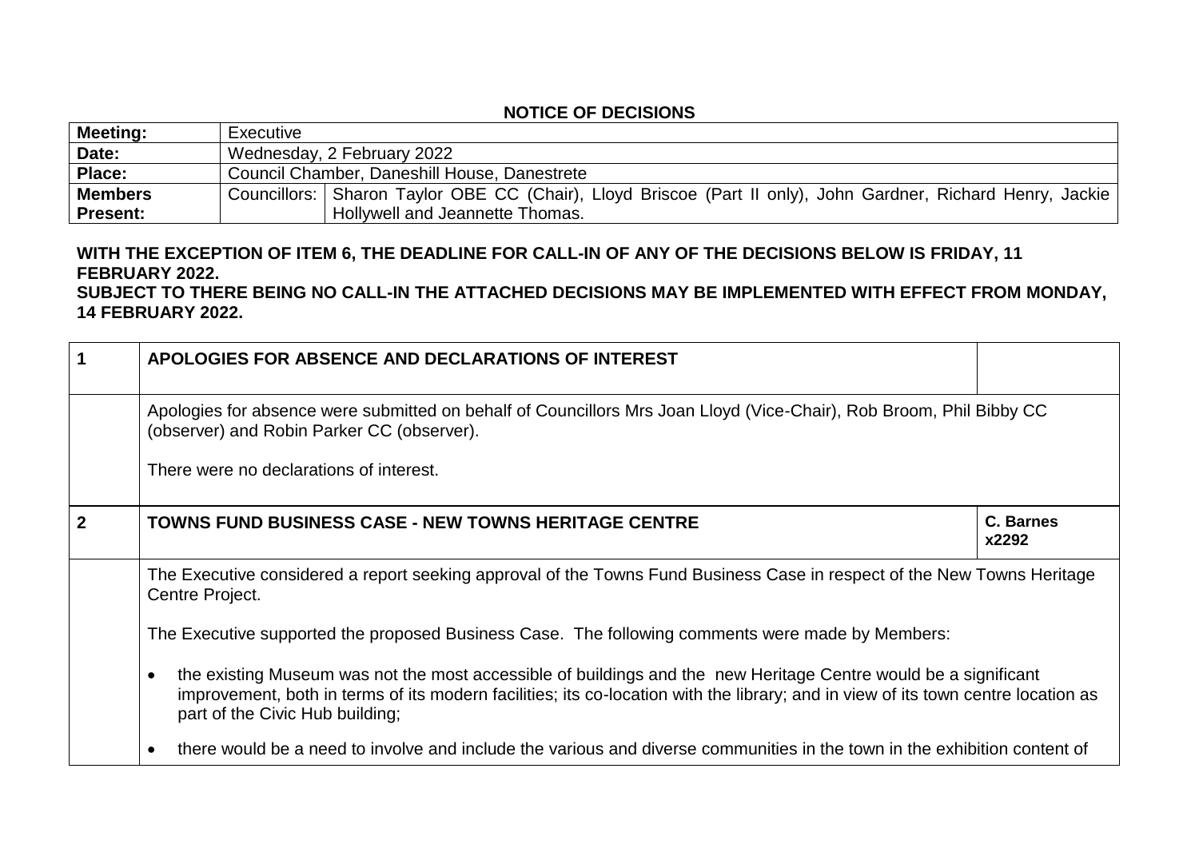## NOTICE OF DECISIONS

| | | |
|---|---|---|
| **Meeting:** | Executive | |
| **Date:** | Wednesday, 2 February 2022 | |
| **Place:** | Council Chamber, Daneshill House, Danestrete | |
| **Members Present:** | Councillors: | Sharon Taylor OBE CC (Chair), Lloyd Briscoe (Part II only), John Gardner, Richard Henry, Jackie Hollywell and Jeannette Thomas. |

**WITH THE EXCEPTION OF ITEM 6, THE DEADLINE FOR CALL-IN OF ANY OF THE DECISIONS BELOW IS FRIDAY, 11 FEBRUARY 2022.**

**SUBJECT TO THERE BEING NO CALL-IN THE ATTACHED DECISIONS MAY BE IMPLEMENTED WITH EFFECT FROM MONDAY, 14 FEBRUARY 2022.**

| | | |
|---|---|---|
| **1** | **APOLOGIES FOR ABSENCE AND DECLARATIONS OF INTEREST** | |
| | Apologies for absence were submitted on behalf of Councillors Mrs Joan Lloyd (Vice-Chair), Rob Broom, Phil Bibby CC (observer) and Robin Parker CC (observer).<br><br>There were no declarations of interest. | |
| **2** | **TOWNS FUND BUSINESS CASE - NEW TOWNS HERITAGE CENTRE** | **C. Barnes x2292** |
| | The Executive considered a report seeking approval of the Towns Fund Business Case in respect of the New Towns Heritage Centre Project.<br><br>The Executive supported the proposed Business Case. The following comments were made by Members:<br><br>• the existing Museum was not the most accessible of buildings and the new Heritage Centre would be a significant improvement, both in terms of its modern facilities; its co-location with the library; and in view of its town centre location as part of the Civic Hub building;<br><br>• there would be a need to involve and include the various and diverse communities in the town in the exhibition content of | |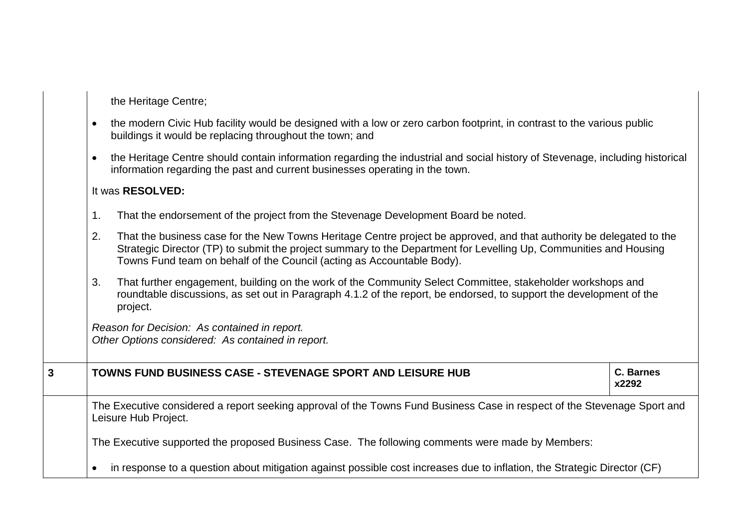the Heritage Centre;

- the modern Civic Hub facility would be designed with a low or zero carbon footprint, in contrast to the various public buildings it would be replacing throughout the town; and
- the Heritage Centre should contain information regarding the industrial and social history of Stevenage, including historical information regarding the past and current businesses operating in the town.

It was **RESOLVED:**

1. That the endorsement of the project from the Stevenage Development Board be noted.
2. That the business case for the New Towns Heritage Centre project be approved, and that authority be delegated to the Strategic Director (TP) to submit the project summary to the Department for Levelling Up, Communities and Housing Towns Fund team on behalf of the Council (acting as Accountable Body).
3. That further engagement, building on the work of the Community Select Committee, stakeholder workshops and roundtable discussions, as set out in Paragraph 4.1.2 of the report, be endorsed, to support the development of the project.

*Reason for Decision: As contained in report.*
*Other Options considered: As contained in report.*

| 3 | **TOWNS FUND BUSINESS CASE - STEVENAGE SPORT AND LEISURE HUB** | **C. Barnes x2292** |
|---|---|---|

The Executive considered a report seeking approval of the Towns Fund Business Case in respect of the Stevenage Sport and Leisure Hub Project.

The Executive supported the proposed Business Case. The following comments were made by Members:

- in response to a question about mitigation against possible cost increases due to inflation, the Strategic Director (CF)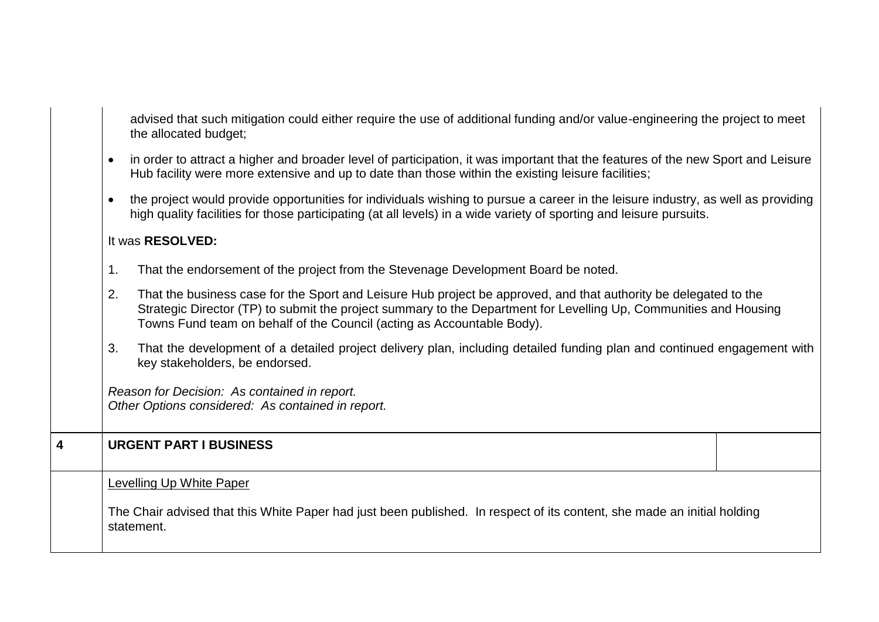advised that such mitigation could either require the use of additional funding and/or value-engineering the project to meet the allocated budget;

- in order to attract a higher and broader level of participation, it was important that the features of the new Sport and Leisure Hub facility were more extensive and up to date than those within the existing leisure facilities;
- the project would provide opportunities for individuals wishing to pursue a career in the leisure industry, as well as providing high quality facilities for those participating (at all levels) in a wide variety of sporting and leisure pursuits.

It was **RESOLVED:**

1. That the endorsement of the project from the Stevenage Development Board be noted.
2. That the business case for the Sport and Leisure Hub project be approved, and that authority be delegated to the Strategic Director (TP) to submit the project summary to the Department for Levelling Up, Communities and Housing Towns Fund team on behalf of the Council (acting as Accountable Body).
3. That the development of a detailed project delivery plan, including detailed funding plan and continued engagement with key stakeholders, be endorsed.

*Reason for Decision: As contained in report.*
*Other Options considered: As contained in report.*

## 4 URGENT PART I BUSINESS

Levelling Up White Paper

The Chair advised that this White Paper had just been published. In respect of its content, she made an initial holding statement.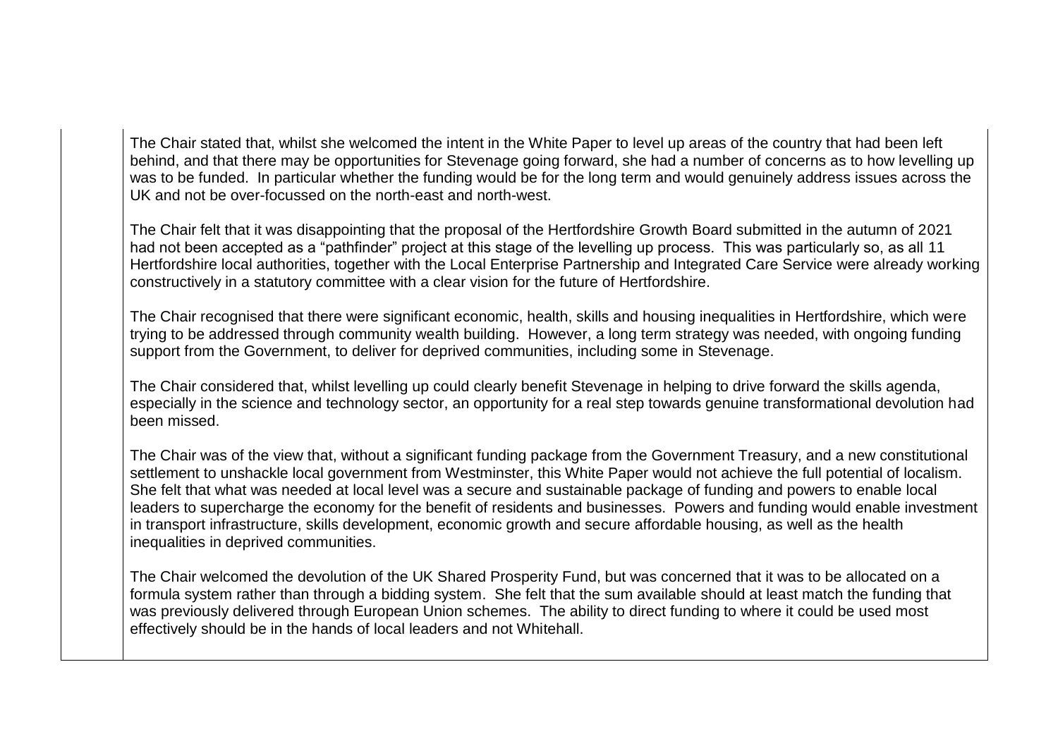The Chair stated that, whilst she welcomed the intent in the White Paper to level up areas of the country that had been left behind, and that there may be opportunities for Stevenage going forward, she had a number of concerns as to how levelling up was to be funded. In particular whether the funding would be for the long term and would genuinely address issues across the UK and not be over-focussed on the north-east and north-west.

The Chair felt that it was disappointing that the proposal of the Hertfordshire Growth Board submitted in the autumn of 2021 had not been accepted as a "pathfinder" project at this stage of the levelling up process. This was particularly so, as all 11 Hertfordshire local authorities, together with the Local Enterprise Partnership and Integrated Care Service were already working constructively in a statutory committee with a clear vision for the future of Hertfordshire.

The Chair recognised that there were significant economic, health, skills and housing inequalities in Hertfordshire, which were trying to be addressed through community wealth building. However, a long term strategy was needed, with ongoing funding support from the Government, to deliver for deprived communities, including some in Stevenage.

The Chair considered that, whilst levelling up could clearly benefit Stevenage in helping to drive forward the skills agenda, especially in the science and technology sector, an opportunity for a real step towards genuine transformational devolution had been missed.

The Chair was of the view that, without a significant funding package from the Government Treasury, and a new constitutional settlement to unshackle local government from Westminster, this White Paper would not achieve the full potential of localism. She felt that what was needed at local level was a secure and sustainable package of funding and powers to enable local leaders to supercharge the economy for the benefit of residents and businesses. Powers and funding would enable investment in transport infrastructure, skills development, economic growth and secure affordable housing, as well as the health inequalities in deprived communities.

The Chair welcomed the devolution of the UK Shared Prosperity Fund, but was concerned that it was to be allocated on a formula system rather than through a bidding system. She felt that the sum available should at least match the funding that was previously delivered through European Union schemes. The ability to direct funding to where it could be used most effectively should be in the hands of local leaders and not Whitehall.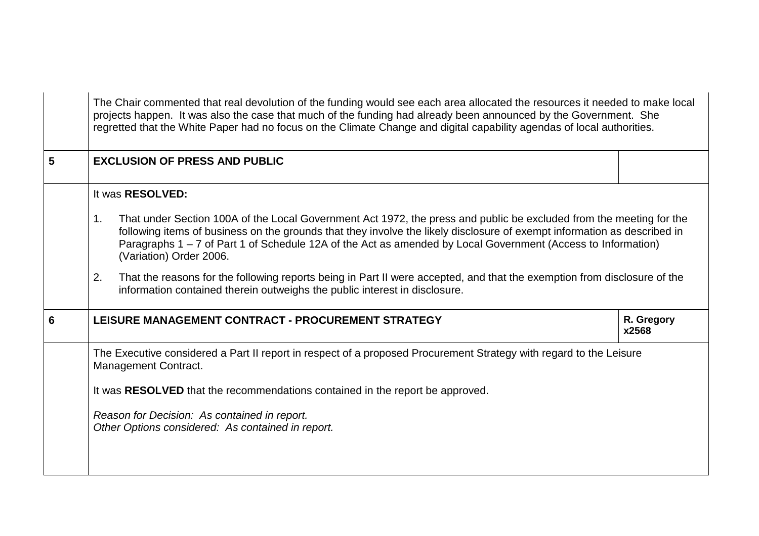| | | |
|---|---|---|
| | The Chair commented that real devolution of the funding would see each area allocated the resources it needed to make local projects happen. It was also the case that much of the funding had already been announced by the Government. She regretted that the White Paper had no focus on the Climate Change and digital capability agendas of local authorities. | |
| **5** | **EXCLUSION OF PRESS AND PUBLIC** | |
| | It was **RESOLVED:**<br><br>1. That under Section 100A of the Local Government Act 1972, the press and public be excluded from the meeting for the following items of business on the grounds that they involve the likely disclosure of exempt information as described in Paragraphs 1 – 7 of Part 1 of Schedule 12A of the Act as amended by Local Government (Access to Information) (Variation) Order 2006.<br><br>2. That the reasons for the following reports being in Part II were accepted, and that the exemption from disclosure of the information contained therein outweighs the public interest in disclosure. | |
| **6** | **LEISURE MANAGEMENT CONTRACT - PROCUREMENT STRATEGY** | **R. Gregory x2568** |
| | The Executive considered a Part II report in respect of a proposed Procurement Strategy with regard to the Leisure Management Contract.<br><br>It was **RESOLVED** that the recommendations contained in the report be approved.<br><br>*Reason for Decision: As contained in report.*<br>*Other Options considered: As contained in report.* | |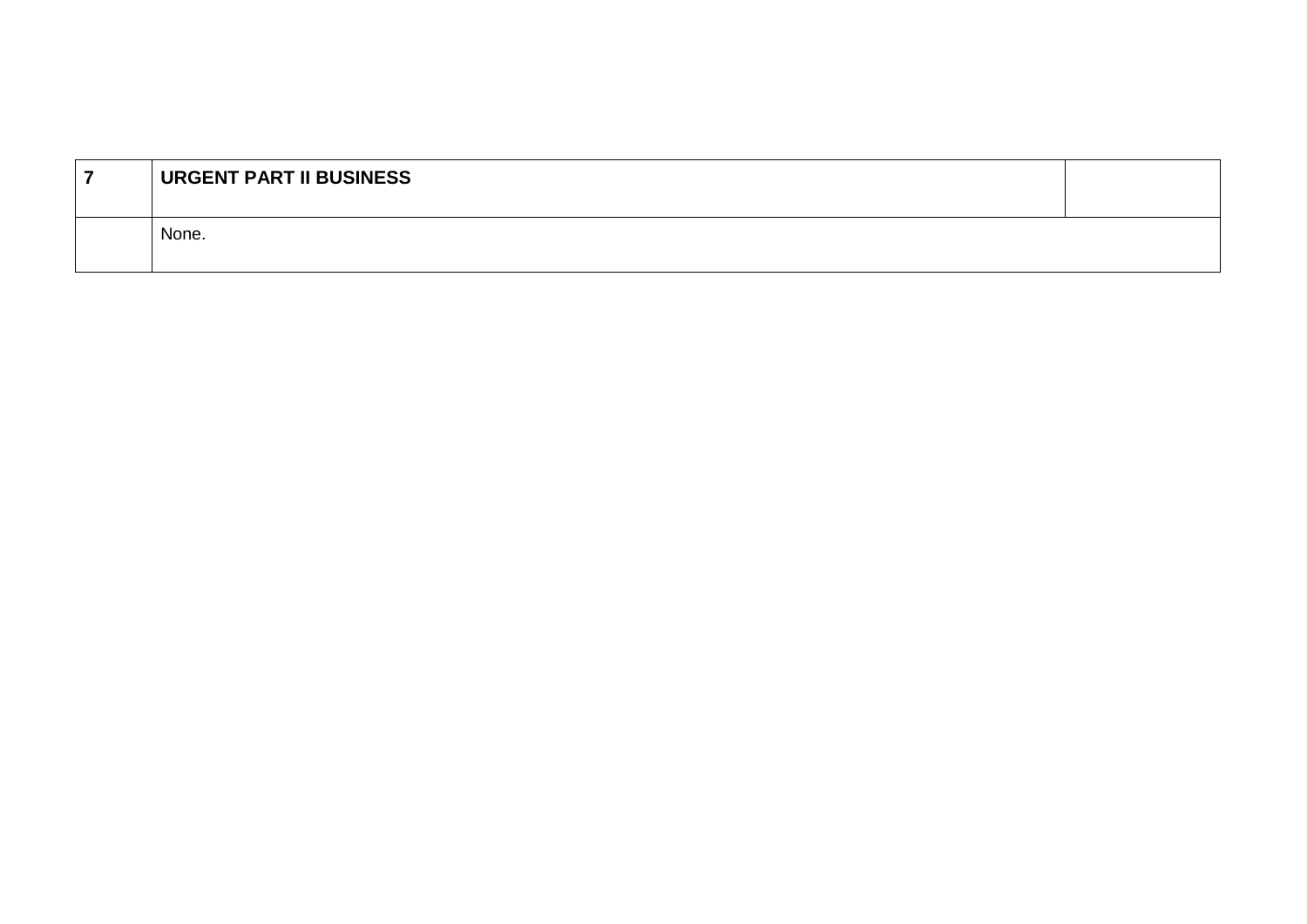| | | |
|---|---|---|
| **7** | **URGENT PART II BUSINESS** | |
| | None. | |